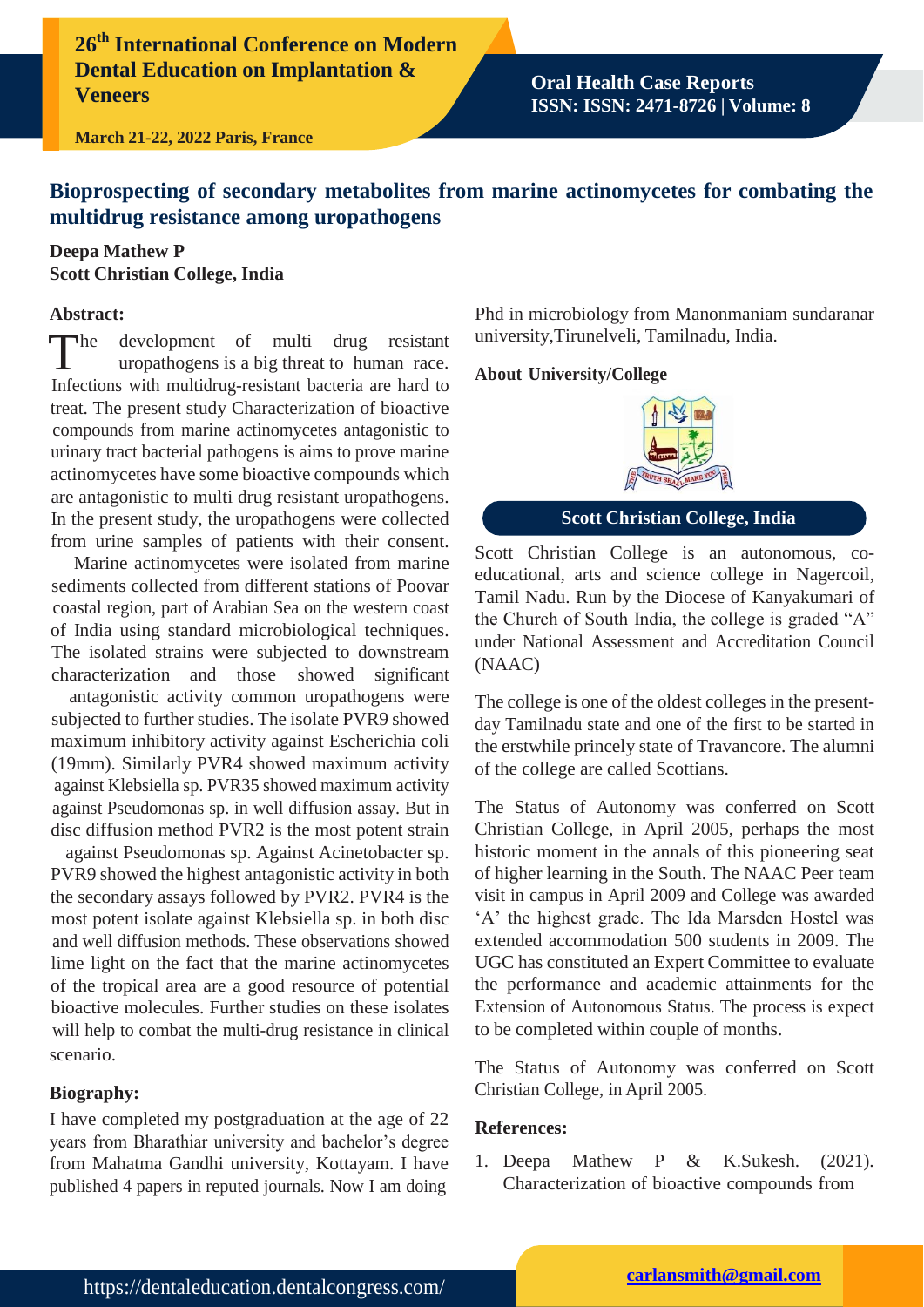# Bioprospecting of secondary metabolites from marine actinomycetes for combating the multidrug resistance among uropathogens

**Deepa Mathew P**
**Scott Christian College, India**

### Abstract:

The development of multi drug resistant uropathogens is a big threat to human race. Infections with multidrug-resistant bacteria are hard to treat. The present study Characterization of bioactive compounds from marine actinomycetes antagonistic to urinary tract bacterial pathogens is aims to prove marine actinomycetes have some bioactive compounds which are antagonistic to multi drug resistant uropathogens. In the present study, the uropathogens were collected from urine samples of patients with their consent. Marine actinomycetes were isolated from marine sediments collected from different stations of Poovar coastal region, part of Arabian Sea on the western coast of India using standard microbiological techniques. The isolated strains were subjected to downstream characterization and those showed significant antagonistic activity common uropathogens were subjected to further studies. The isolate PVR9 showed maximum inhibitory activity against Escherichia coli (19mm). Similarly PVR4 showed maximum activity against Klebsiella sp. PVR35 showed maximum activity against Pseudomonas sp. in well diffusion assay. But in disc diffusion method PVR2 is the most potent strain against Pseudomonas sp. Against Acinetobacter sp. PVR9 showed the highest antagonistic activity in both the secondary assays followed by PVR2. PVR4 is the most potent isolate against Klebsiella sp. in both disc and well diffusion methods. These observations showed lime light on the fact that the marine actinomycetes of the tropical area are a good resource of potential bioactive molecules. Further studies on these isolates will help to combat the multi-drug resistance in clinical scenario.

### Biography:

I have completed my postgraduation at the age of 22 years from Bharathiar university and bachelor's degree from Mahatma Gandhi university, Kottayam. I have published 4 papers in reputed journals. Now I am doing Phd in microbiology from Manonmaniam sundaranar university,Tirunelveli, Tamilnadu, India.

### About University/College

**Scott Christian College, India**

Scott Christian College is an autonomous, co-educational, arts and science college in Nagercoil, Tamil Nadu. Run by the Diocese of Kanyakumari of the Church of South India, the college is graded "A" under National Assessment and Accreditation Council (NAAC)

The college is one of the oldest colleges in the present-day Tamilnadu state and one of the first to be started in the erstwhile princely state of Travancore. The alumni of the college are called Scottians.

The Status of Autonomy was conferred on Scott Christian College, in April 2005, perhaps the most historic moment in the annals of this pioneering seat of higher learning in the South. The NAAC Peer team visit in campus in April 2009 and College was awarded 'A' the highest grade. The Ida Marsden Hostel was extended accommodation 500 students in 2009. The UGC has constituted an Expert Committee to evaluate the performance and academic attainments for the Extension of Autonomous Status. The process is expect to be completed within couple of months.

The Status of Autonomy was conferred on Scott Christian College, in April 2005.

### References:

1. Deepa Mathew P & K.Sukesh. (2021). Characterization of bioactive compounds from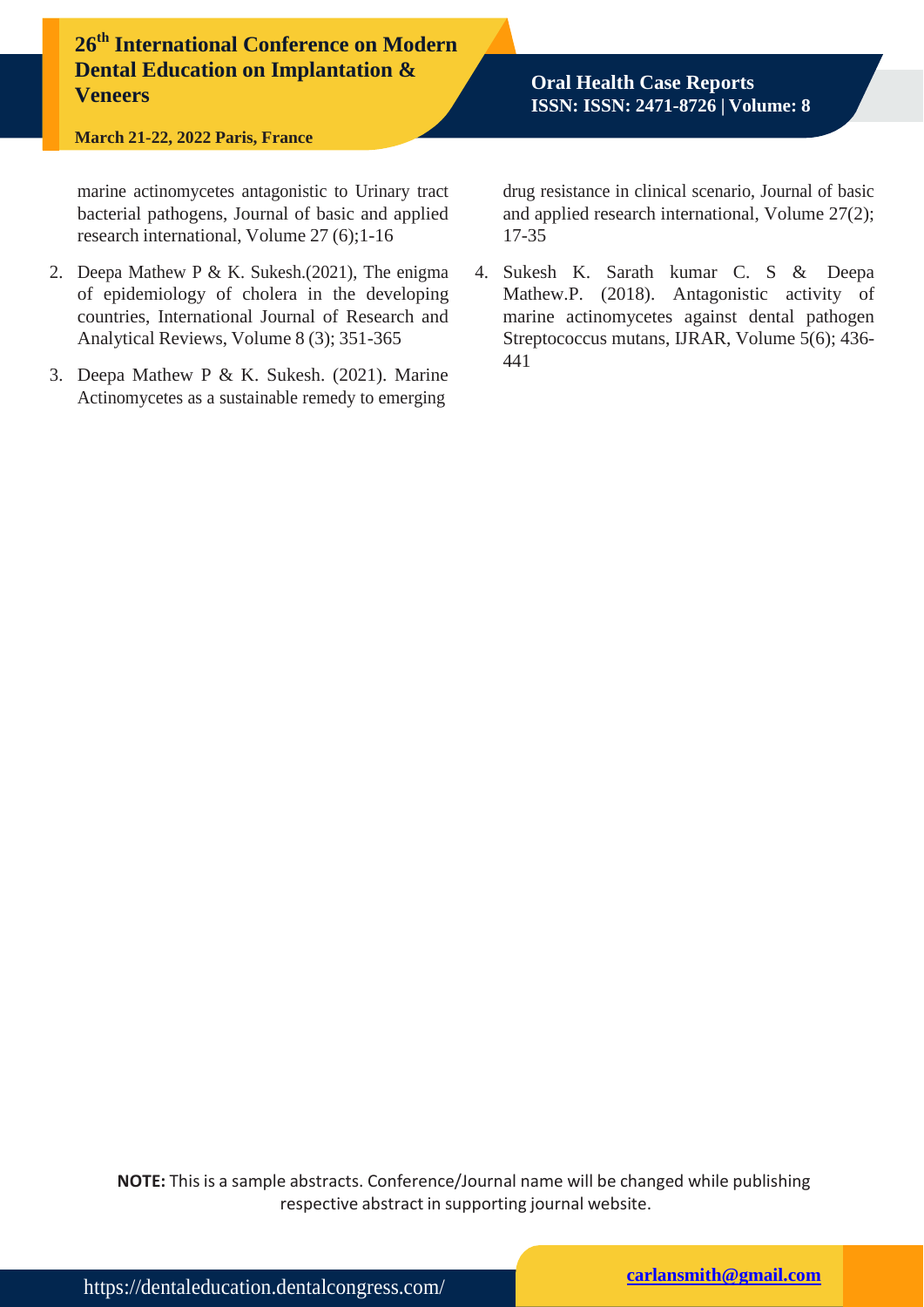marine actinomycetes antagonistic to Urinary tract bacterial pathogens, Journal of basic and applied research international, Volume 27 (6);1-16

2. Deepa Mathew P & K. Sukesh.(2021), The enigma of epidemiology of cholera in the developing countries, International Journal of Research and Analytical Reviews, Volume 8 (3); 351-365

3. Deepa Mathew P & K. Sukesh. (2021). Marine Actinomycetes as a sustainable remedy to emerging drug resistance in clinical scenario, Journal of basic and applied research international, Volume 27(2); 17-35

4. Sukesh K. Sarath kumar C. S & Deepa Mathew.P. (2018). Antagonistic activity of marine actinomycetes against dental pathogen Streptococcus mutans, IJRAR, Volume 5(6); 436-441

**NOTE:** This is a sample abstracts. Conference/Journal name will be changed while publishing respective abstract in supporting journal website.